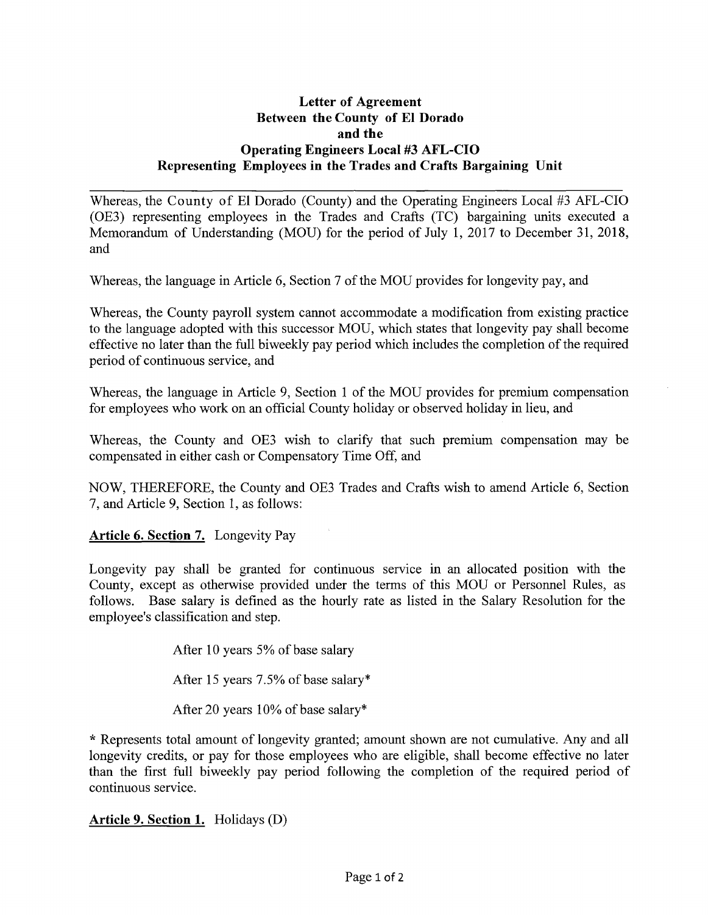# Letter of Agreement
## Between the County of El Dorado and the Operating Engineers Local #3 AFL-CIO Representing Employees in the Trades and Crafts Bargaining Unit

---

Whereas, the County of El Dorado (County) and the Operating Engineers Local #3 AFL-CIO (OE3) representing employees in the Trades and Crafts (TC) bargaining units executed a Memorandum of Understanding (MOU) for the period of July 1, 2017 to December 31, 2018, and

Whereas, the language in Article 6, Section 7 of the MOU provides for longevity pay, and

Whereas, the County payroll system cannot accommodate a modification from existing practice to the language adopted with this successor MOU, which states that longevity pay shall become effective no later than the full biweekly pay period which includes the completion of the required period of continuous service, and

Whereas, the language in Article 9, Section 1 of the MOU provides for premium compensation for employees who work on an official County holiday or observed holiday in lieu, and

Whereas, the County and OE3 wish to clarify that such premium compensation may be compensated in either cash or Compensatory Time Off, and

NOW, THEREFORE, the County and OE3 Trades and Crafts wish to amend Article 6, Section 7, and Article 9, Section 1, as follows:

**Article 6. Section 7.** Longevity Pay

Longevity pay shall be granted for continuous service in an allocated position with the County, except as otherwise provided under the terms of this MOU or Personnel Rules, as follows. Base salary is defined as the hourly rate as listed in the Salary Resolution for the employee's classification and step.

After 10 years 5% of base salary

After 15 years 7.5% of base salary*

After 20 years 10% of base salary*

* Represents total amount of longevity granted; amount shown are not cumulative. Any and all longevity credits, or pay for those employees who are eligible, shall become effective no later than the first full biweekly pay period following the completion of the required period of continuous service.

**Article 9. Section 1.** Holidays (D)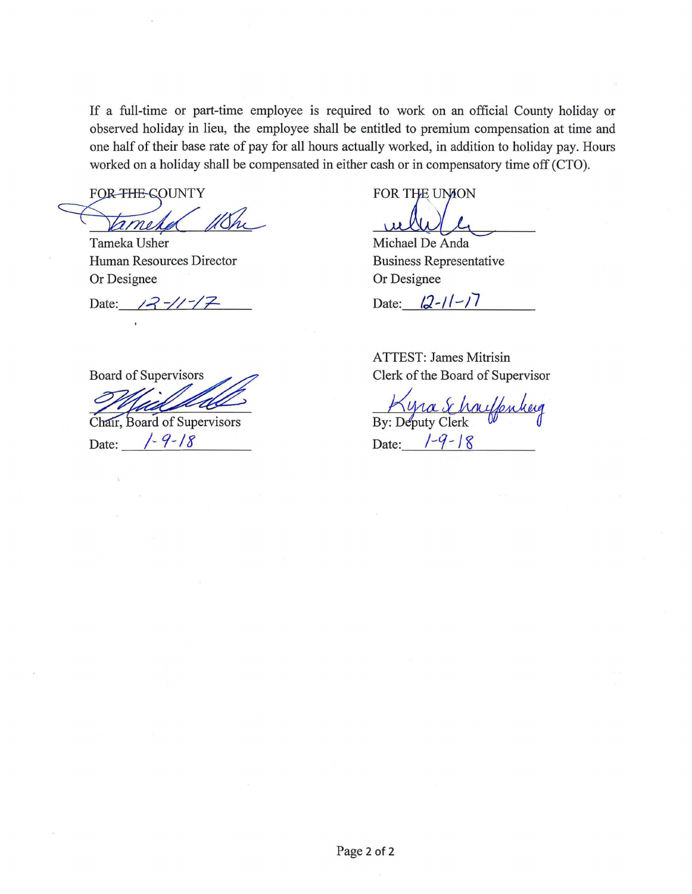If a full-time or part-time employee is required to work on an official County holiday or observed holiday in lieu, the employee shall be entitled to premium compensation at time and one half of their base rate of pay for all hours actually worked, in addition to holiday pay. Hours worked on a holiday shall be compensated in either cash or in compensatory time off (CTO).

FOR THE COUNTY

Tameka Usher
Human Resources Director
Or Designee

Date: 12-11-17

FOR THE UNION

Michael De Anda
Business Representative
Or Designee

Date: 12-11-17

Board of Supervisors

Chair, Board of Supervisors

Date: 1-9-18

ATTEST: James Mitrisin
Clerk of the Board of Supervisor

By: Deputy Clerk

Date: 1-9-18